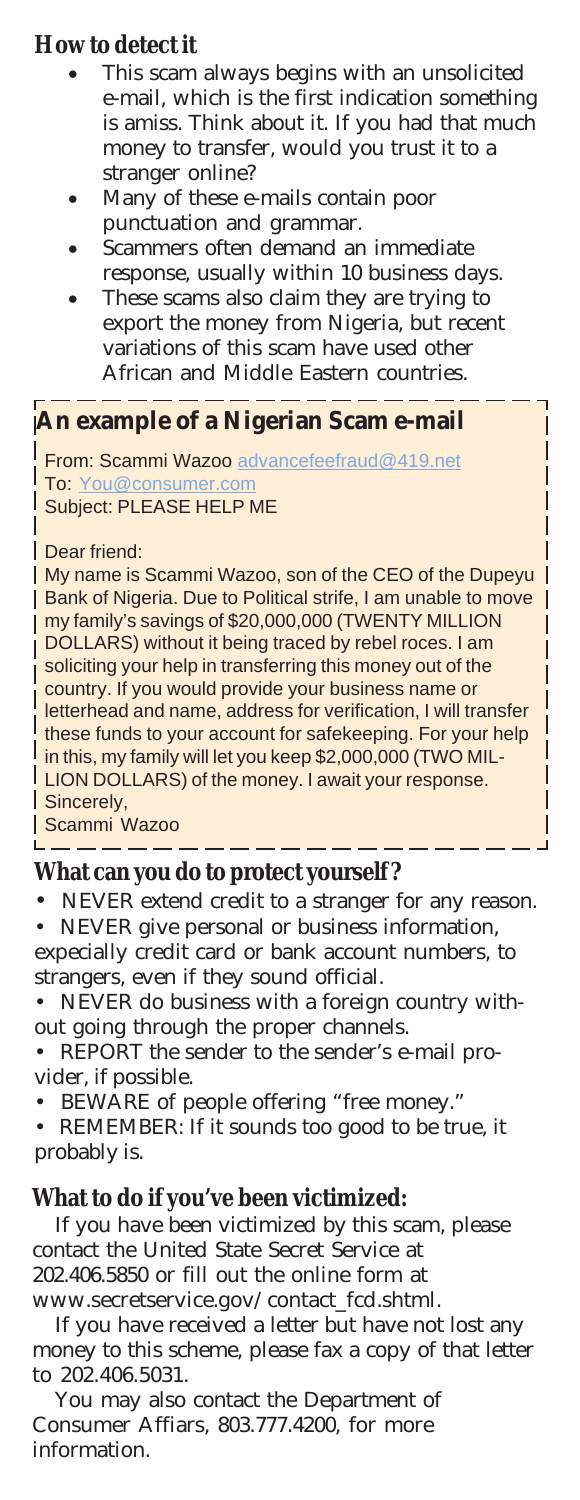## How to detect it

- This scam always begins with an unsolicited e-mail, which is the first indication something is amiss. Think about it. If you had that much money to transfer, would you trust it to a stranger online?
- Many of these e-mails contain poor punctuation and grammar.
- Scammers often demand an immediate response, usually within 10 business days.
- These scams also claim they are trying to export the money from Nigeria, but recent variations of this scam have used other African and Middle Eastern countries.

### An example of a Nigerian Scam e-mail

From: Scammi Wazoo advancefeefraud@419.net
To: You@consumer.com
Subject: PLEASE HELP ME

Dear friend:

My name is Scammi Wazoo, son of the CEO of the Dupeyu Bank of Nigeria. Due to Political strife, I am unable to move my family's savings of $20,000,000 (TWENTY MILLION DOLLARS) without it being traced by rebel roces. I am soliciting your help in transferring this money out of the country. If you would provide your business name or letterhead and name, address for verification, I will transfer these funds to your account for safekeeping. For your help in this, my family will let you keep $2,000,000 (TWO MILLION DOLLARS) of the money. I await your response.
Sincerely,
Scammi Wazoo

## What can you do to protect yourself?

- NEVER extend credit to a stranger for any reason.
- NEVER give personal or business information, expecially credit card or bank account numbers, to strangers, even if they sound official.
- NEVER do business with a foreign country without going through the proper channels.
- REPORT the sender to the sender's e-mail provider, if possible.
- BEWARE of people offering "free money."
- REMEMBER: If it sounds too good to be true, it probably is.

## What to do if you've been victimized:

If you have been victimized by this scam, please contact the United State Secret Service at 202.406.5850 or fill out the online form at www.secretservice.gov/contact_fcd.shtml.

If you have received a letter but have not lost any money to this scheme, please fax a copy of that letter to 202.406.5031.

You may also contact the Department of Consumer Affiars, 803.777.4200, for more information.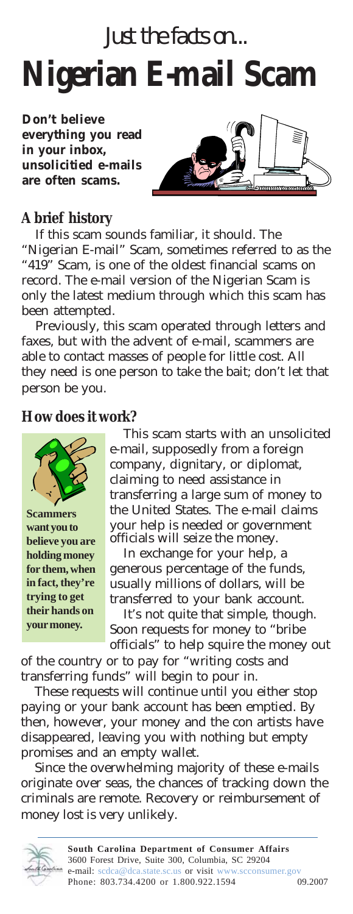*Just the facts on...*

# Nigerian E-mail Scam

**Don't believe everything you read in your inbox, unsolicitied e-mails are often scams.**

## A brief history

If this scam sounds familiar, it should. The "Nigerian E-mail" Scam, sometimes referred to as the "419" Scam, is one of the oldest financial scams on record. The e-mail version of the Nigerian Scam is only the latest medium through which this scam has been attempted.

Previously, this scam operated through letters and faxes, but with the advent of e-mail, scammers are able to contact masses of people for little cost. All they need is one person to take the bait; don't let that person be you.

## How does it work?

**Scammers want you to believe you are holding money for them, when in fact, they're trying to get their hands on your money.**

This scam starts with an unsolicited e-mail, supposedly from a foreign company, dignitary, or diplomat, claiming to need assistance in transferring a large sum of money to the United States. The e-mail claims your help is needed or government officials will seize the money.

In exchange for your help, a generous percentage of the funds, usually millions of dollars, will be transferred to your bank account.

It's not quite that simple, though. Soon requests for money to "bribe officials" to help squire the money out of the country or to pay for "writing costs and transferring funds" will begin to pour in.

These requests will continue until you either stop paying or your bank account has been emptied. By then, however, your money and the con artists have disappeared, leaving you with nothing but empty promises and an empty wallet.

Since the overwhelming majority of these e-mails originate over seas, the chances of tracking down the criminals are remote. Recovery or reimbursement of money lost is very unlikely.

**South Carolina Department of Consumer Affairs**
3600 Forest Drive, Suite 300, Columbia, SC 29204
e-mail: scdca@dca.state.sc.us or visit www.scconsumer.gov
Phone: 803.734.4200 or 1.800.922.1594 09.2007